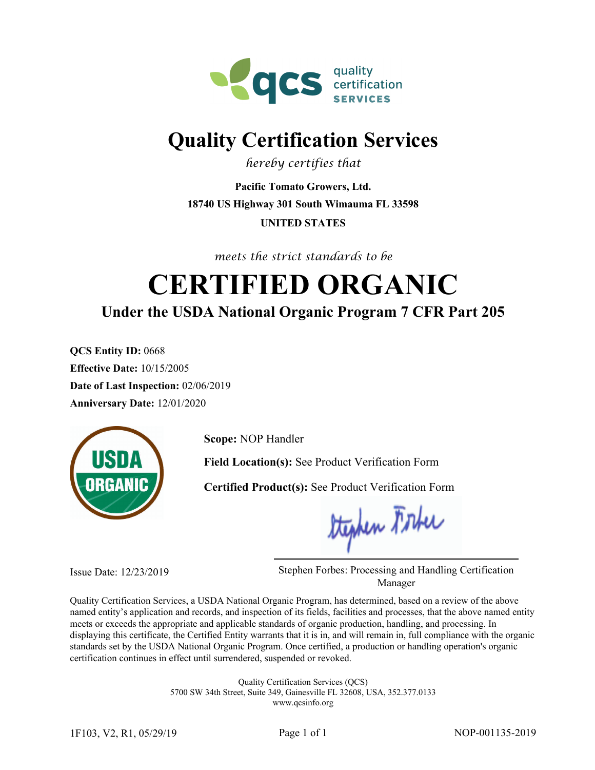qcs quality certification SERVICES

# Quality Certification Services

*hereby certifies that*

**Pacific Tomato Growers, Ltd.**

**18740 US Highway 301 South Wimauma FL 33598**

**UNITED STATES**

*meets the strict standards to be*

# CERTIFIED ORGANIC

## Under the USDA National Organic Program 7 CFR Part 205

**QCS Entity ID:** 0668

**Effective Date:** 10/15/2005

**Date of Last Inspection:** 02/06/2019

**Anniversary Date:** 12/01/2020

USDA ORGANIC

**Scope:** NOP Handler

**Field Location(s):** See Product Verification Form

**Certified Product(s):** See Product Verification Form

Issue Date: 12/23/2019

Stephen Forbes: Processing and Handling Certification Manager

Quality Certification Services, a USDA National Organic Program, has determined, based on a review of the above named entity's application and records, and inspection of its fields, facilities and processes, that the above named entity meets or exceeds the appropriate and applicable standards of organic production, handling, and processing. In displaying this certificate, the Certified Entity warrants that it is in, and will remain in, full compliance with the organic standards set by the USDA National Organic Program. Once certified, a production or handling operation's organic certification continues in effect until surrendered, suspended or revoked.

Quality Certification Services (QCS)
5700 SW 34th Street, Suite 349, Gainesville FL 32608, USA, 352.377.0133
www.qcsinfo.org

1F103, V2, R1, 05/29/19 NOP-001135-2019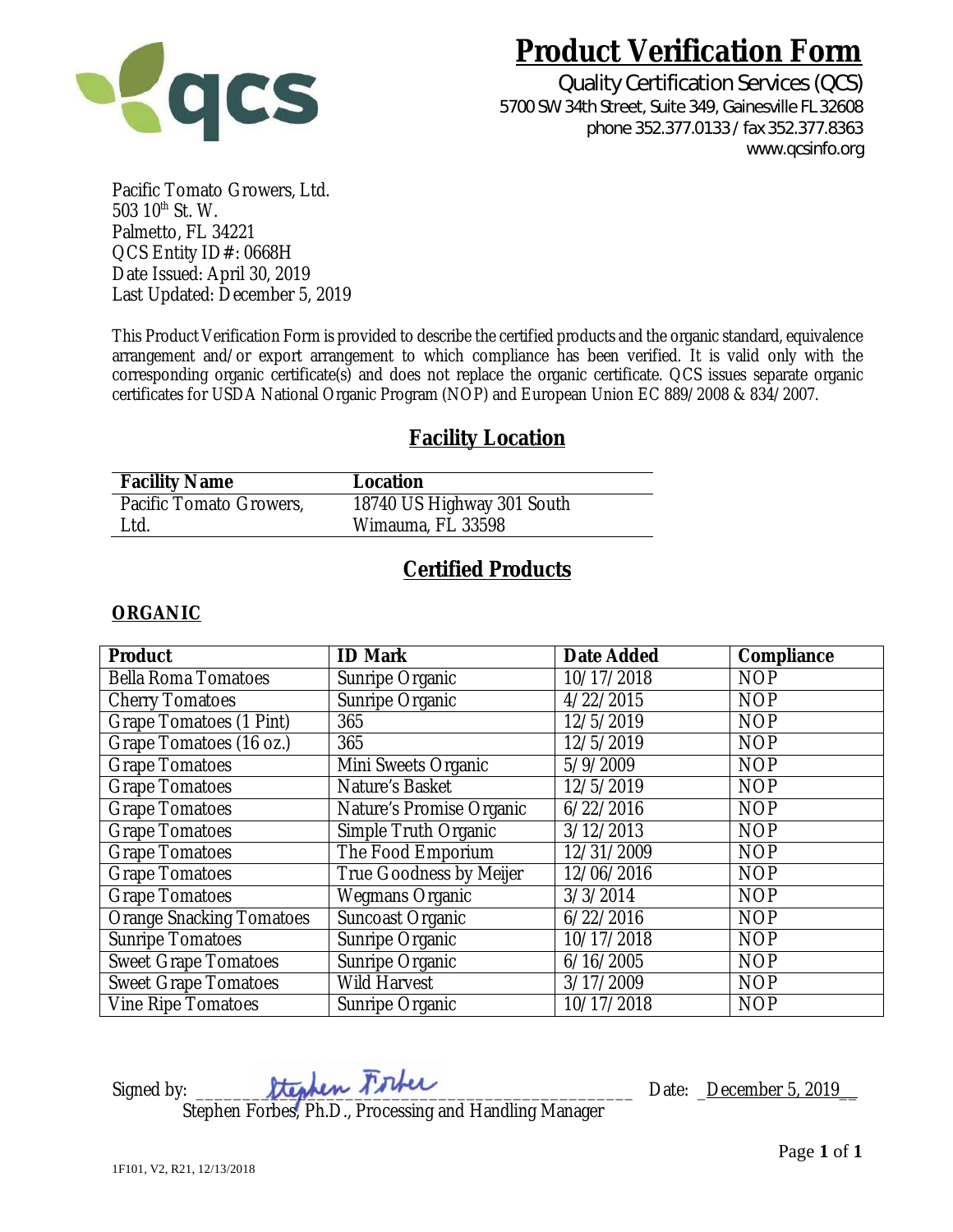# Product Verification Form

Quality Certification Services (QCS)
5700 SW 34th Street, Suite 349, Gainesville FL 32608
phone 352.377.0133 / fax 352.377.8363
www.qcsinfo.org

Pacific Tomato Growers, Ltd.
503 10th St. W.
Palmetto, FL 34221
QCS Entity ID#: 0668H
Date Issued: April 30, 2019
Last Updated: December 5, 2019

This Product Verification Form is provided to describe the certified products and the organic standard, equivalence arrangement and/or export arrangement to which compliance has been verified. It is valid only with the corresponding organic certificate(s) and does not replace the organic certificate. QCS issues separate organic certificates for USDA National Organic Program (NOP) and European Union EC 889/2008 & 834/2007.

## Facility Location

| Facility Name | Location |
|---|---|
| Pacific Tomato Growers, Ltd. | 18740 US Highway 301 South Wimauma, FL 33598 |

## Certified Products

### ORGANIC

| Product | ID Mark | Date Added | Compliance |
|---|---|---|---|
| Bella Roma Tomatoes | Sunripe Organic | 10/17/2018 | NOP |
| Cherry Tomatoes | Sunripe Organic | 4/22/2015 | NOP |
| Grape Tomatoes (1 Pint) | 365 | 12/5/2019 | NOP |
| Grape Tomatoes (16 oz.) | 365 | 12/5/2019 | NOP |
| Grape Tomatoes | Mini Sweets Organic | 5/9/2009 | NOP |
| Grape Tomatoes | Nature's Basket | 12/5/2019 | NOP |
| Grape Tomatoes | Nature's Promise Organic | 6/22/2016 | NOP |
| Grape Tomatoes | Simple Truth Organic | 3/12/2013 | NOP |
| Grape Tomatoes | The Food Emporium | 12/31/2009 | NOP |
| Grape Tomatoes | True Goodness by Meijer | 12/06/2016 | NOP |
| Grape Tomatoes | Wegmans Organic | 3/3/2014 | NOP |
| Orange Snacking Tomatoes | Suncoast Organic | 6/22/2016 | NOP |
| Sunripe Tomatoes | Sunripe Organic | 10/17/2018 | NOP |
| Sweet Grape Tomatoes | Sunripe Organic | 6/16/2005 | NOP |
| Sweet Grape Tomatoes | Wild Harvest | 3/17/2009 | NOP |
| Vine Ripe Tomatoes | Sunripe Organic | 10/17/2018 | NOP |

Signed by: _Stephen Forbes_ Date: December 5, 2019
Stephen Forbes, Ph.D., Processing and Handling Manager

1F101, V2, R21, 12/13/2018